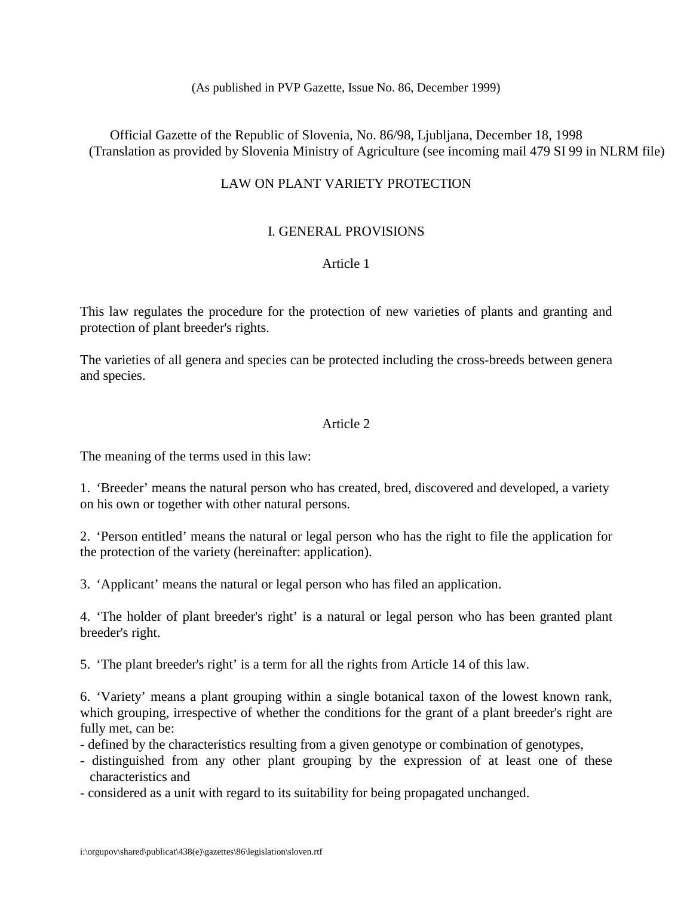(As published in PVP Gazette, Issue No. 86, December 1999)

Official Gazette of the Republic of Slovenia, No. 86/98, Ljubljana, December 18, 1998
(Translation as provided by Slovenia Ministry of Agriculture (see incoming mail 479 SI 99 in NLRM file)

# LAW ON PLANT VARIETY PROTECTION

## I. GENERAL PROVISIONS

### Article 1

This law regulates the procedure for the protection of new varieties of plants and granting and protection of plant breeder's rights.

The varieties of all genera and species can be protected including the cross-breeds between genera and species.

### Article 2

The meaning of the terms used in this law:

1. ‘Breeder’ means the natural person who has created, bred, discovered and developed, a variety on his own or together with other natural persons.

2. ‘Person entitled’ means the natural or legal person who has the right to file the application for the protection of the variety (hereinafter: application).

3. ‘Applicant’ means the natural or legal person who has filed an application.

4. ‘The holder of plant breeder's right’ is a natural or legal person who has been granted plant breeder's right.

5. ‘The plant breeder's right’ is a term for all the rights from Article 14 of this law.

6. ‘Variety’ means a plant grouping within a single botanical taxon of the lowest known rank, which grouping, irrespective of whether the conditions for the grant of a plant breeder's right are fully met, can be:
- defined by the characteristics resulting from a given genotype or combination of genotypes,
- distinguished from any other plant grouping by the expression of at least one of these characteristics and
- considered as a unit with regard to its suitability for being propagated unchanged.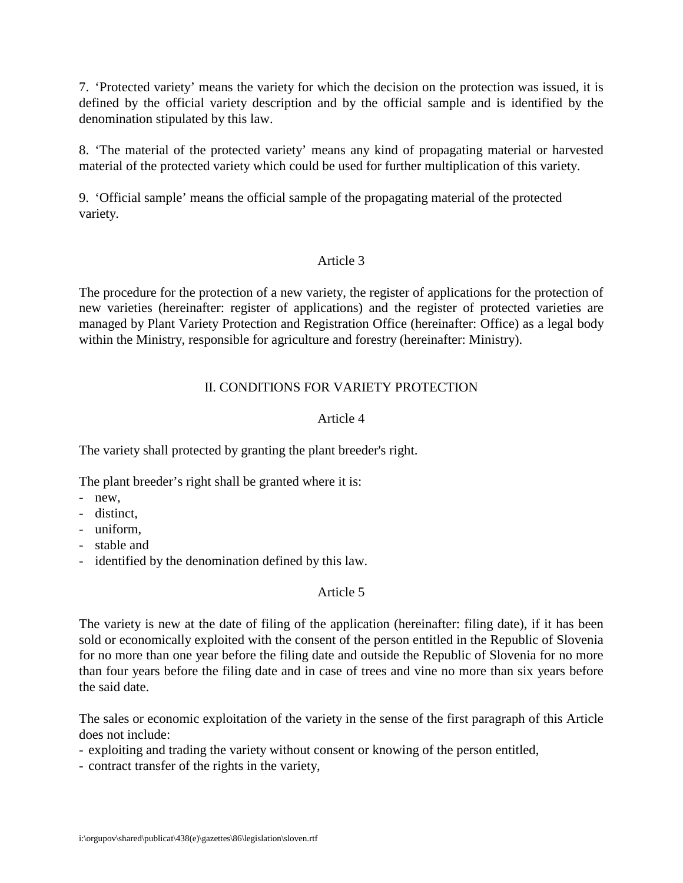7. ‘Protected variety’ means the variety for which the decision on the protection was issued, it is defined by the official variety description and by the official sample and is identified by the denomination stipulated by this law.

8. ‘The material of the protected variety’ means any kind of propagating material or harvested material of the protected variety which could be used for further multiplication of this variety.

9. ‘Official sample’ means the official sample of the propagating material of the protected variety.

### Article 3

The procedure for the protection of a new variety, the register of applications for the protection of new varieties (hereinafter: register of applications) and the register of protected varieties are managed by Plant Variety Protection and Registration Office (hereinafter: Office) as a legal body within the Ministry, responsible for agriculture and forestry (hereinafter: Ministry).

## II. CONDITIONS FOR VARIETY PROTECTION

### Article 4

The variety shall protected by granting the plant breeder's right.

The plant breeder’s right shall be granted where it is:
- new,
- distinct,
- uniform,
- stable and
- identified by the denomination defined by this law.

### Article 5

The variety is new at the date of filing of the application (hereinafter: filing date), if it has been sold or economically exploited with the consent of the person entitled in the Republic of Slovenia for no more than one year before the filing date and outside the Republic of Slovenia for no more than four years before the filing date and in case of trees and vine no more than six years before the said date.

The sales or economic exploitation of the variety in the sense of the first paragraph of this Article does not include:
- exploiting and trading the variety without consent or knowing of the person entitled,
- contract transfer of the rights in the variety,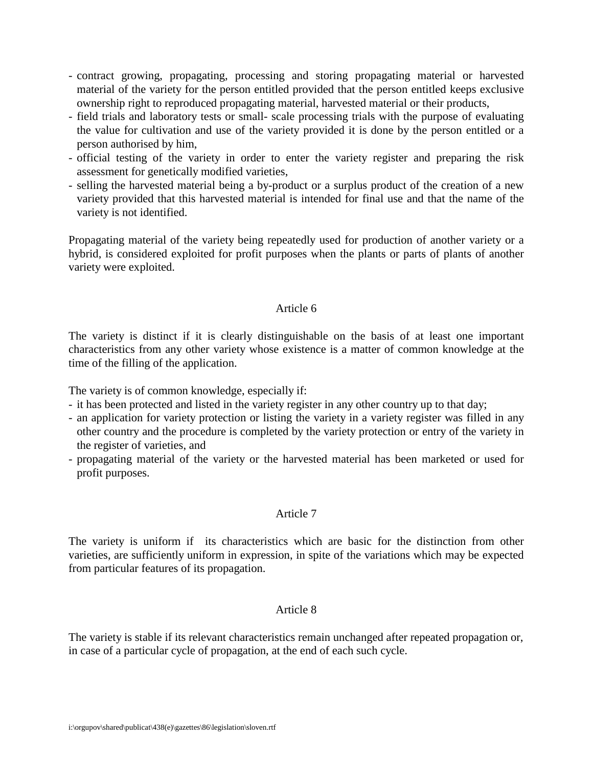- contract growing, propagating, processing and storing propagating material or harvested material of the variety for the person entitled provided that the person entitled keeps exclusive ownership right to reproduced propagating material, harvested material or their products,
- field trials and laboratory tests or small- scale processing trials with the purpose of evaluating the value for cultivation and use of the variety provided it is done by the person entitled or a person authorised by him,
- official testing of the variety in order to enter the variety register and preparing the risk assessment for genetically modified varieties,
- selling the harvested material being a by-product or a surplus product of the creation of a new variety provided that this harvested material is intended for final use and that the name of the variety is not identified.

Propagating material of the variety being repeatedly used for production of another variety or a hybrid, is considered exploited for profit purposes when the plants or parts of plants of another variety were exploited.

Article 6

The variety is distinct if it is clearly distinguishable on the basis of at least one important characteristics from any other variety whose existence is a matter of common knowledge at the time of the filling of the application.

The variety is of common knowledge, especially if:
- it has been protected and listed in the variety register in any other country up to that day;
- an application for variety protection or listing the variety in a variety register was filled in any other country and the procedure is completed by the variety protection or entry of the variety in the register of varieties, and
- propagating material of the variety or the harvested material has been marketed or used for profit purposes.

Article 7

The variety is uniform if its characteristics which are basic for the distinction from other varieties, are sufficiently uniform in expression, in spite of the variations which may be expected from particular features of its propagation.

Article 8

The variety is stable if its relevant characteristics remain unchanged after repeated propagation or, in case of a particular cycle of propagation, at the end of each such cycle.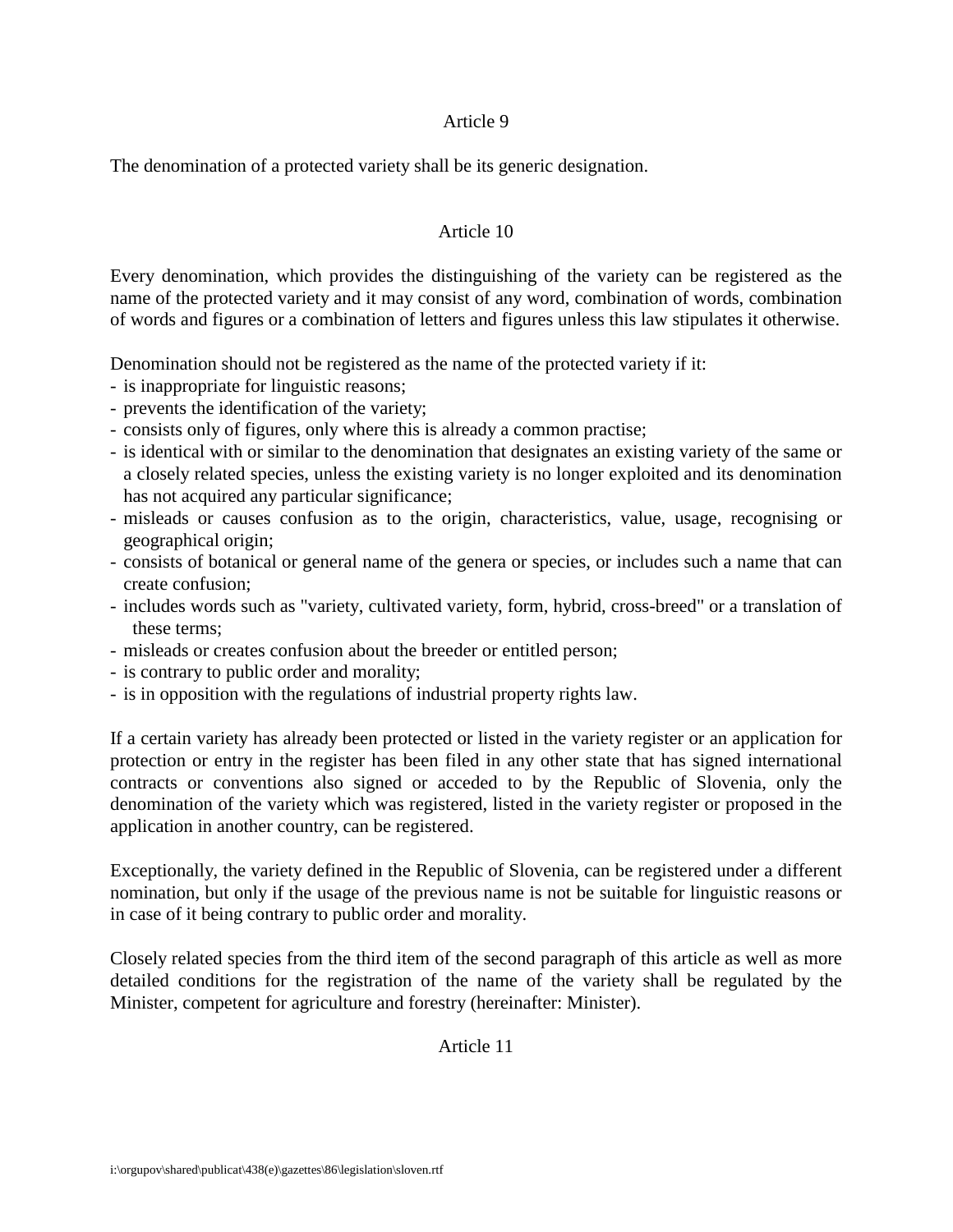Article 9

The denomination of a protected variety shall be its generic designation.

Article 10

Every denomination, which provides the distinguishing of the variety can be registered as the name of the protected variety and it may consist of any word, combination of words, combination of words and figures or a combination of letters and figures unless this law stipulates it otherwise.

Denomination should not be registered as the name of the protected variety if it:
- is inappropriate for linguistic reasons;
- prevents the identification of the variety;
- consists only of figures, only where this is already a common practise;
- is identical with or similar to the denomination that designates an existing variety of the same or a closely related species, unless the existing variety is no longer exploited and its denomination has not acquired any particular significance;
- misleads or causes confusion as to the origin, characteristics, value, usage, recognising or geographical origin;
- consists of botanical or general name of the genera or species, or includes such a name that can create confusion;
- includes words such as "variety, cultivated variety, form, hybrid, cross-breed" or a translation of these terms;
- misleads or creates confusion about the breeder or entitled person;
- is contrary to public order and morality;
- is in opposition with the regulations of industrial property rights law.

If a certain variety has already been protected or listed in the variety register or an application for protection or entry in the register has been filed in any other state that has signed international contracts or conventions also signed or acceded to by the Republic of Slovenia, only the denomination of the variety which was registered, listed in the variety register or proposed in the application in another country, can be registered.

Exceptionally, the variety defined in the Republic of Slovenia, can be registered under a different nomination, but only if the usage of the previous name is not be suitable for linguistic reasons or in case of it being contrary to public order and morality.

Closely related species from the third item of the second paragraph of this article as well as more detailed conditions for the registration of the name of the variety shall be regulated by the Minister, competent for agriculture and forestry (hereinafter: Minister).

Article 11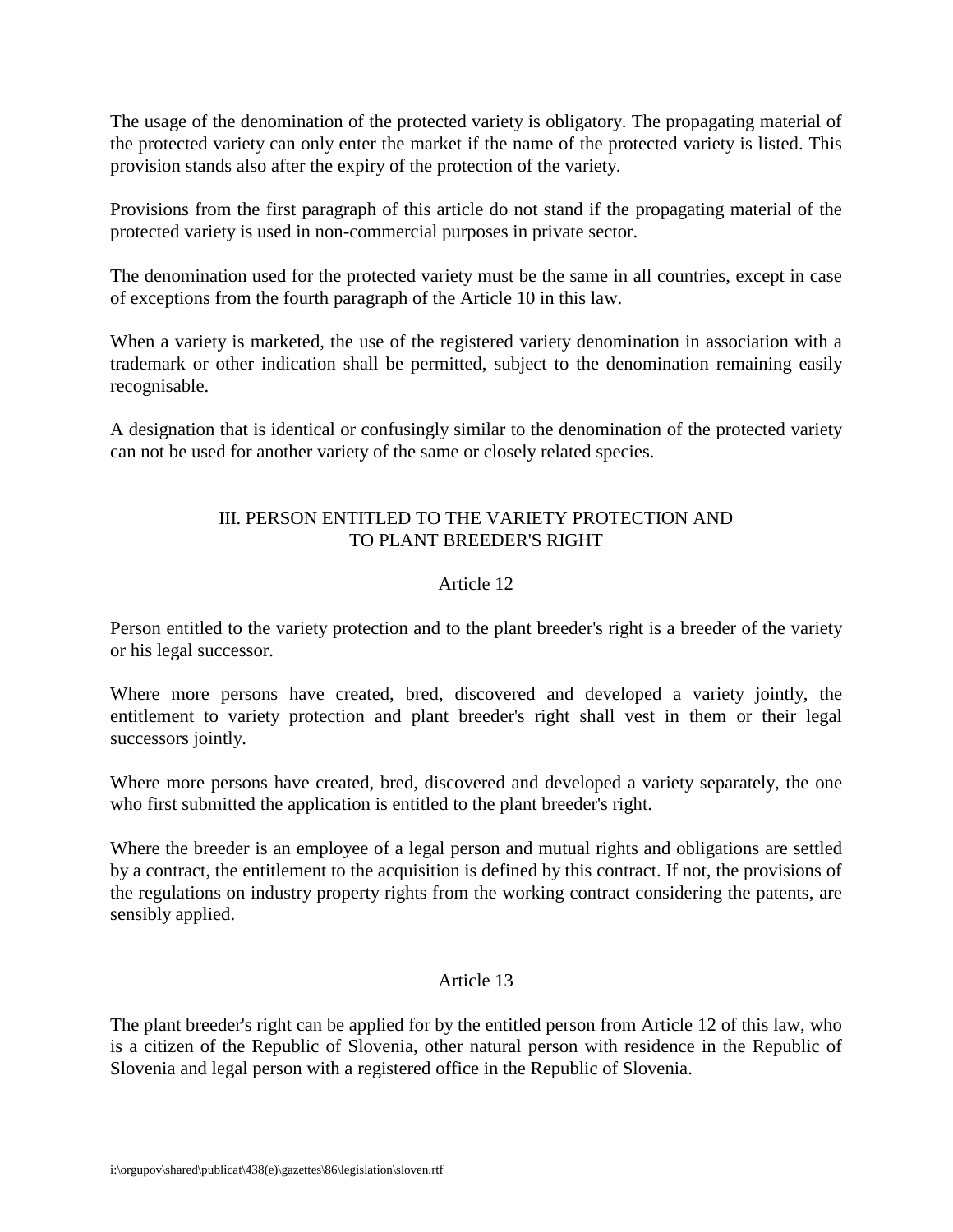The usage of the denomination of the protected variety is obligatory. The propagating material of the protected variety can only enter the market if the name of the protected variety is listed. This provision stands also after the expiry of the protection of the variety.

Provisions from the first paragraph of this article do not stand if the propagating material of the protected variety is used in non-commercial purposes in private sector.

The denomination used for the protected variety must be the same in all countries, except in case of exceptions from the fourth paragraph of the Article 10 in this law.

When a variety is marketed, the use of the registered variety denomination in association with a trademark or other indication shall be permitted, subject to the denomination remaining easily recognisable.

A designation that is identical or confusingly similar to the denomination of the protected variety can not be used for another variety of the same or closely related species.

## III. PERSON ENTITLED TO THE VARIETY PROTECTION AND TO PLANT BREEDER'S RIGHT

### Article 12

Person entitled to the variety protection and to the plant breeder's right is a breeder of the variety or his legal successor.

Where more persons have created, bred, discovered and developed a variety jointly, the entitlement to variety protection and plant breeder's right shall vest in them or their legal successors jointly.

Where more persons have created, bred, discovered and developed a variety separately, the one who first submitted the application is entitled to the plant breeder's right.

Where the breeder is an employee of a legal person and mutual rights and obligations are settled by a contract, the entitlement to the acquisition is defined by this contract. If not, the provisions of the regulations on industry property rights from the working contract considering the patents, are sensibly applied.

### Article 13

The plant breeder's right can be applied for by the entitled person from Article 12 of this law, who is a citizen of the Republic of Slovenia, other natural person with residence in the Republic of Slovenia and legal person with a registered office in the Republic of Slovenia.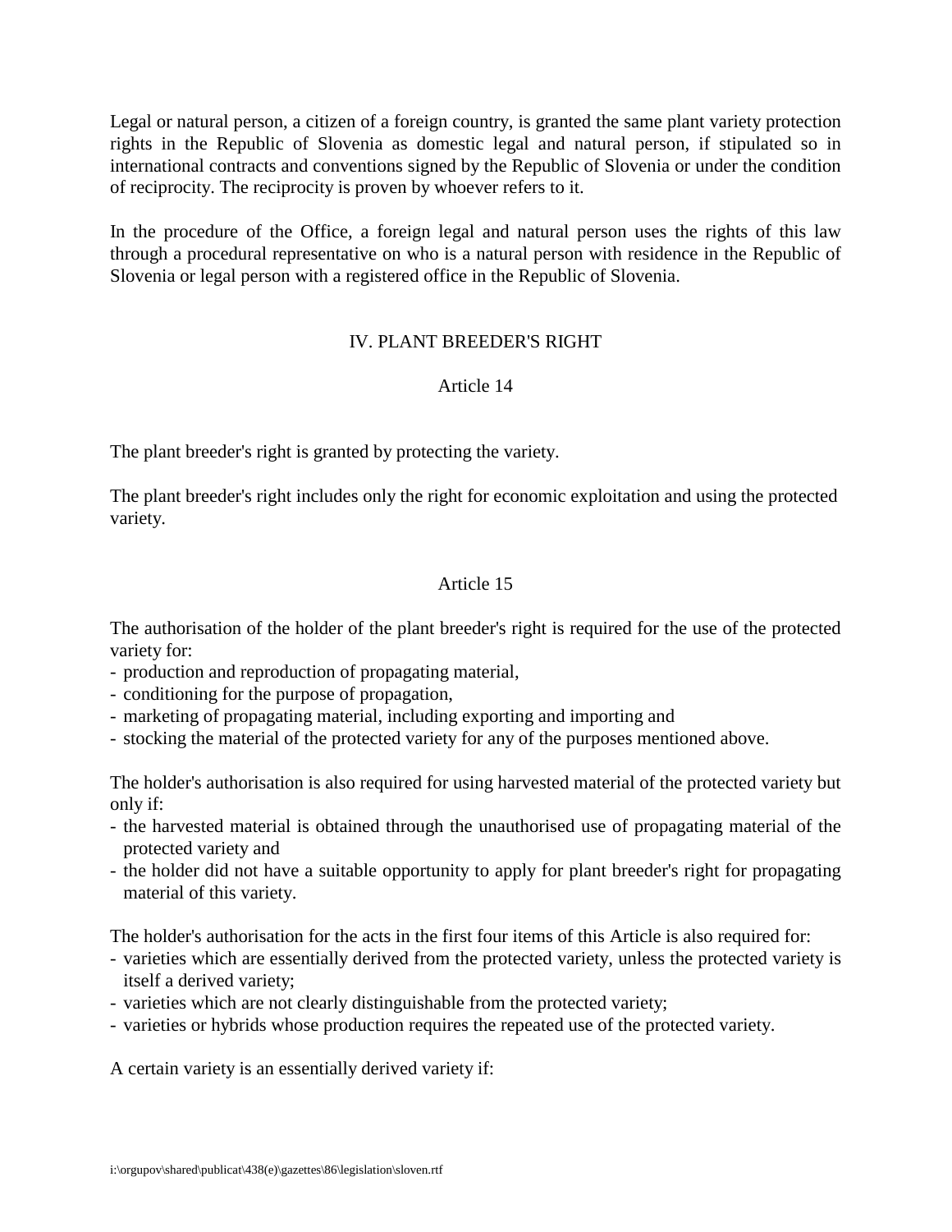Legal or natural person, a citizen of a foreign country, is granted the same plant variety protection rights in the Republic of Slovenia as domestic legal and natural person, if stipulated so in international contracts and conventions signed by the Republic of Slovenia or under the condition of reciprocity. The reciprocity is proven by whoever refers to it.

In the procedure of the Office, a foreign legal and natural person uses the rights of this law through a procedural representative on who is a natural person with residence in the Republic of Slovenia or legal person with a registered office in the Republic of Slovenia.

## IV. PLANT BREEDER'S RIGHT

### Article 14

The plant breeder's right is granted by protecting the variety.

The plant breeder's right includes only the right for economic exploitation and using the protected variety.

### Article 15

The authorisation of the holder of the plant breeder's right is required for the use of the protected variety for:

- production and reproduction of propagating material,
- conditioning for the purpose of propagation,
- marketing of propagating material, including exporting and importing and
- stocking the material of the protected variety for any of the purposes mentioned above.

The holder's authorisation is also required for using harvested material of the protected variety but only if:

- the harvested material is obtained through the unauthorised use of propagating material of the protected variety and
- the holder did not have a suitable opportunity to apply for plant breeder's right for propagating material of this variety.

The holder's authorisation for the acts in the first four items of this Article is also required for:

- varieties which are essentially derived from the protected variety, unless the protected variety is itself a derived variety;
- varieties which are not clearly distinguishable from the protected variety;
- varieties or hybrids whose production requires the repeated use of the protected variety.

A certain variety is an essentially derived variety if: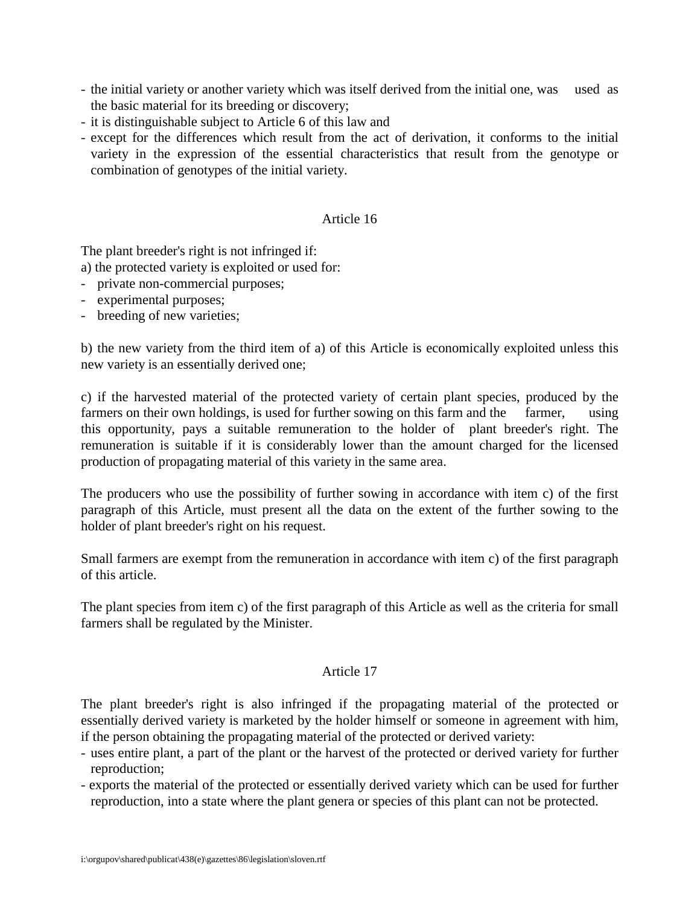- the initial variety or another variety which was itself derived from the initial one, was used as the basic material for its breeding or discovery;
- it is distinguishable subject to Article 6 of this law and
- except for the differences which result from the act of derivation, it conforms to the initial variety in the expression of the essential characteristics that result from the genotype or combination of genotypes of the initial variety.

## Article 16

The plant breeder's right is not infringed if:

a) the protected variety is exploited or used for:

- private non-commercial purposes;
- experimental purposes;
- breeding of new varieties;

b) the new variety from the third item of a) of this Article is economically exploited unless this new variety is an essentially derived one;

c) if the harvested material of the protected variety of certain plant species, produced by the farmers on their own holdings, is used for further sowing on this farm and the farmer, using this opportunity, pays a suitable remuneration to the holder of plant breeder's right. The remuneration is suitable if it is considerably lower than the amount charged for the licensed production of propagating material of this variety in the same area.

The producers who use the possibility of further sowing in accordance with item c) of the first paragraph of this Article, must present all the data on the extent of the further sowing to the holder of plant breeder's right on his request.

Small farmers are exempt from the remuneration in accordance with item c) of the first paragraph of this article.

The plant species from item c) of the first paragraph of this Article as well as the criteria for small farmers shall be regulated by the Minister.

## Article 17

The plant breeder's right is also infringed if the propagating material of the protected or essentially derived variety is marketed by the holder himself or someone in agreement with him, if the person obtaining the propagating material of the protected or derived variety:

- uses entire plant, a part of the plant or the harvest of the protected or derived variety for further reproduction;
- exports the material of the protected or essentially derived variety which can be used for further reproduction, into a state where the plant genera or species of this plant can not be protected.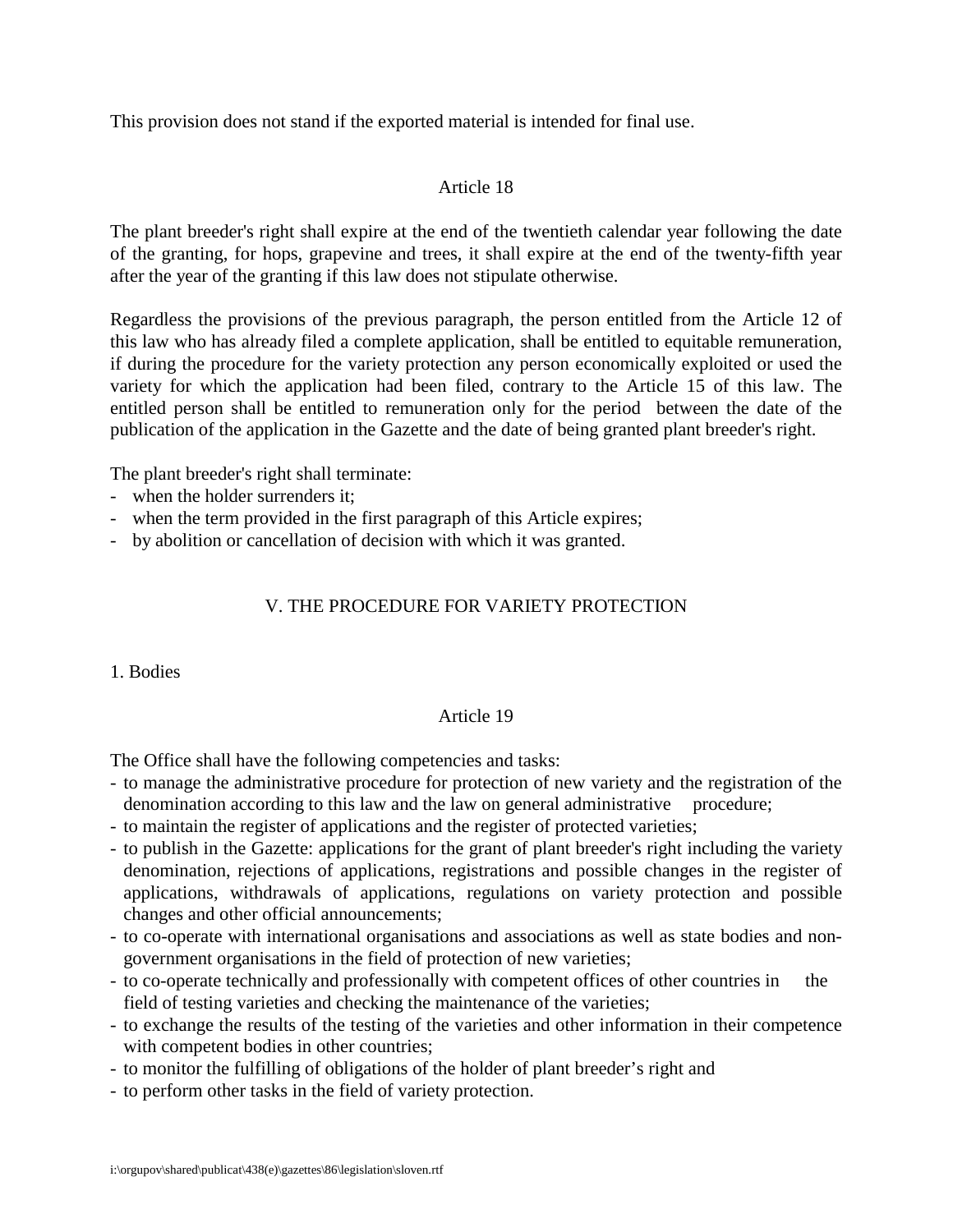This provision does not stand if the exported material is intended for final use.

### Article 18

The plant breeder's right shall expire at the end of the twentieth calendar year following the date of the granting, for hops, grapevine and trees, it shall expire at the end of the twenty-fifth year after the year of the granting if this law does not stipulate otherwise.

Regardless the provisions of the previous paragraph, the person entitled from the Article 12 of this law who has already filed a complete application, shall be entitled to equitable remuneration, if during the procedure for the variety protection any person economically exploited or used the variety for which the application had been filed, contrary to the Article 15 of this law. The entitled person shall be entitled to remuneration only for the period between the date of the publication of the application in the Gazette and the date of being granted plant breeder's right.

The plant breeder's right shall terminate:

- when the holder surrenders it;
- when the term provided in the first paragraph of this Article expires;
- by abolition or cancellation of decision with which it was granted.

## V. THE PROCEDURE FOR VARIETY PROTECTION

1. Bodies

### Article 19

The Office shall have the following competencies and tasks:

- to manage the administrative procedure for protection of new variety and the registration of the denomination according to this law and the law on general administrative procedure;
- to maintain the register of applications and the register of protected varieties;
- to publish in the Gazette: applications for the grant of plant breeder's right including the variety denomination, rejections of applications, registrations and possible changes in the register of applications, withdrawals of applications, regulations on variety protection and possible changes and other official announcements;
- to co-operate with international organisations and associations as well as state bodies and non-government organisations in the field of protection of new varieties;
- to co-operate technically and professionally with competent offices of other countries in the field of testing varieties and checking the maintenance of the varieties;
- to exchange the results of the testing of the varieties and other information in their competence with competent bodies in other countries;
- to monitor the fulfilling of obligations of the holder of plant breeder's right and
- to perform other tasks in the field of variety protection.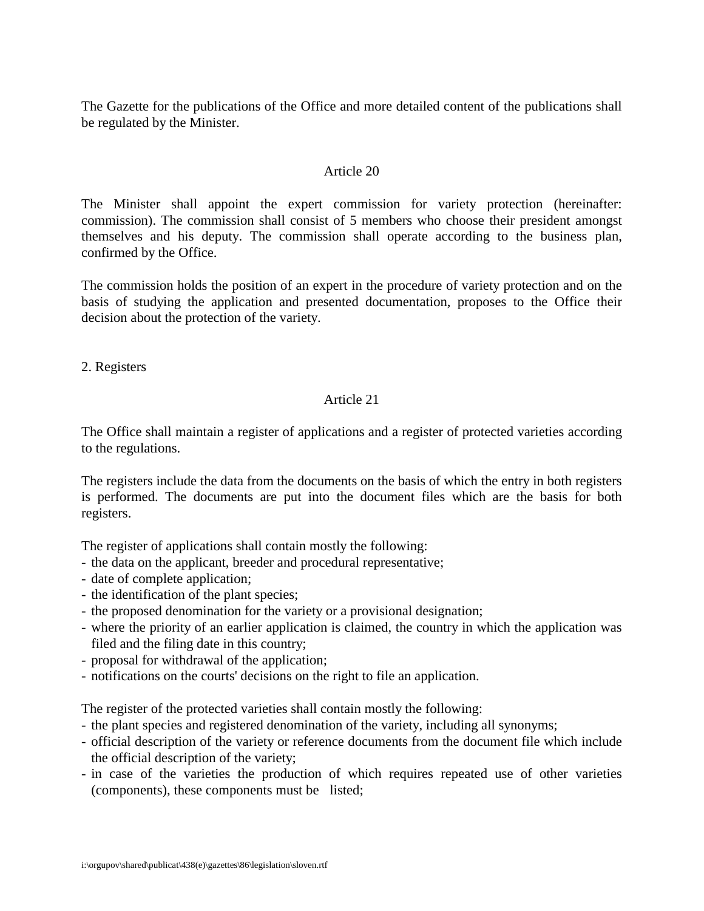The Gazette for the publications of the Office and more detailed content of the publications shall be regulated by the Minister.

### Article 20

The Minister shall appoint the expert commission for variety protection (hereinafter: commission). The commission shall consist of 5 members who choose their president amongst themselves and his deputy. The commission shall operate according to the business plan, confirmed by the Office.

The commission holds the position of an expert in the procedure of variety protection and on the basis of studying the application and presented documentation, proposes to the Office their decision about the protection of the variety.

## 2. Registers

### Article 21

The Office shall maintain a register of applications and a register of protected varieties according to the regulations.

The registers include the data from the documents on the basis of which the entry in both registers is performed. The documents are put into the document files which are the basis for both registers.

The register of applications shall contain mostly the following:

- the data on the applicant, breeder and procedural representative;
- date of complete application;
- the identification of the plant species;
- the proposed denomination for the variety or a provisional designation;
- where the priority of an earlier application is claimed, the country in which the application was filed and the filing date in this country;
- proposal for withdrawal of the application;
- notifications on the courts' decisions on the right to file an application.

The register of the protected varieties shall contain mostly the following:

- the plant species and registered denomination of the variety, including all synonyms;
- official description of the variety or reference documents from the document file which include the official description of the variety;
- in case of the varieties the production of which requires repeated use of other varieties (components), these components must be listed;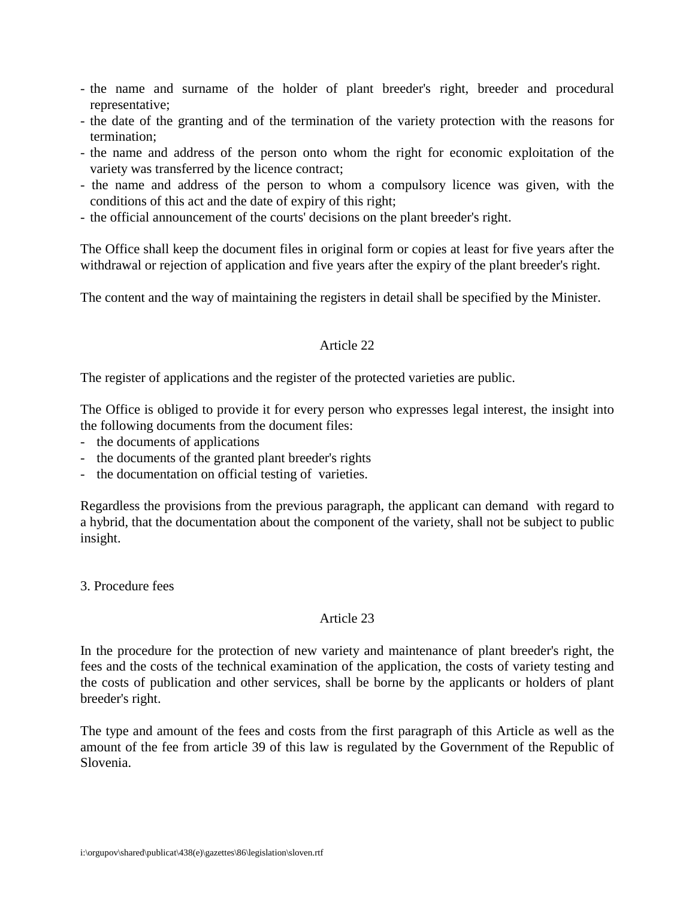- the name and surname of the holder of plant breeder's right, breeder and procedural representative;
- the date of the granting and of the termination of the variety protection with the reasons for termination;
- the name and address of the person onto whom the right for economic exploitation of the variety was transferred by the licence contract;
- the name and address of the person to whom a compulsory licence was given, with the conditions of this act and the date of expiry of this right;
- the official announcement of the courts' decisions on the plant breeder's right.

The Office shall keep the document files in original form or copies at least for five years after the withdrawal or rejection of application and five years after the expiry of the plant breeder's right.

The content and the way of maintaining the registers in detail shall be specified by the Minister.

Article 22

The register of applications and the register of the protected varieties are public.

The Office is obliged to provide it for every person who expresses legal interest, the insight into the following documents from the document files:

- the documents of applications
- the documents of the granted plant breeder's rights
- the documentation on official testing of varieties.

Regardless the provisions from the previous paragraph, the applicant can demand with regard to a hybrid, that the documentation about the component of the variety, shall not be subject to public insight.

3. Procedure fees

Article 23

In the procedure for the protection of new variety and maintenance of plant breeder's right, the fees and the costs of the technical examination of the application, the costs of variety testing and the costs of publication and other services, shall be borne by the applicants or holders of plant breeder's right.

The type and amount of the fees and costs from the first paragraph of this Article as well as the amount of the fee from article 39 of this law is regulated by the Government of the Republic of Slovenia.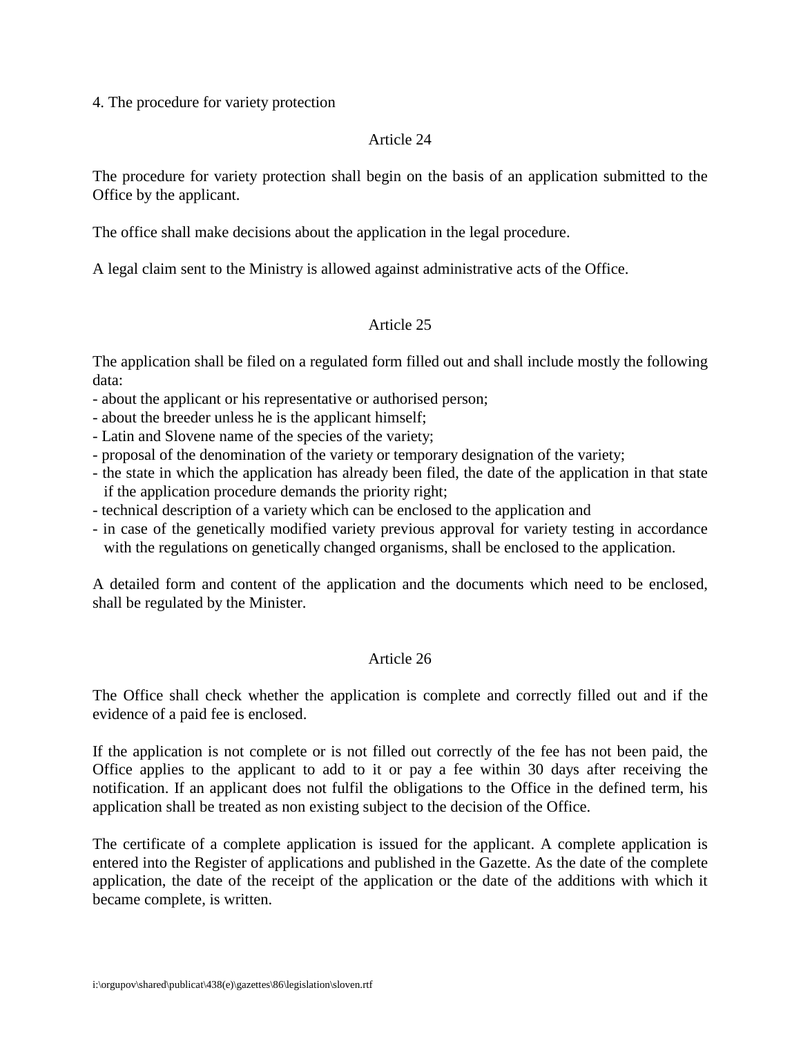4. The procedure for variety protection

Article 24

The procedure for variety protection shall begin on the basis of an application submitted to the Office by the applicant.

The office shall make decisions about the application in the legal procedure.

A legal claim sent to the Ministry is allowed against administrative acts of the Office.

Article 25

The application shall be filed on a regulated form filled out and shall include mostly the following data:

- about the applicant or his representative or authorised person;
- about the breeder unless he is the applicant himself;
- Latin and Slovene name of the species of the variety;
- proposal of the denomination of the variety or temporary designation of the variety;
- the state in which the application has already been filed, the date of the application in that state if the application procedure demands the priority right;
- technical description of a variety which can be enclosed to the application and
- in case of the genetically modified variety previous approval for variety testing in accordance with the regulations on genetically changed organisms, shall be enclosed to the application.

A detailed form and content of the application and the documents which need to be enclosed, shall be regulated by the Minister.

Article 26

The Office shall check whether the application is complete and correctly filled out and if the evidence of a paid fee is enclosed.

If the application is not complete or is not filled out correctly of the fee has not been paid, the Office applies to the applicant to add to it or pay a fee within 30 days after receiving the notification. If an applicant does not fulfil the obligations to the Office in the defined term, his application shall be treated as non existing subject to the decision of the Office.

The certificate of a complete application is issued for the applicant. A complete application is entered into the Register of applications and published in the Gazette. As the date of the complete application, the date of the receipt of the application or the date of the additions with which it became complete, is written.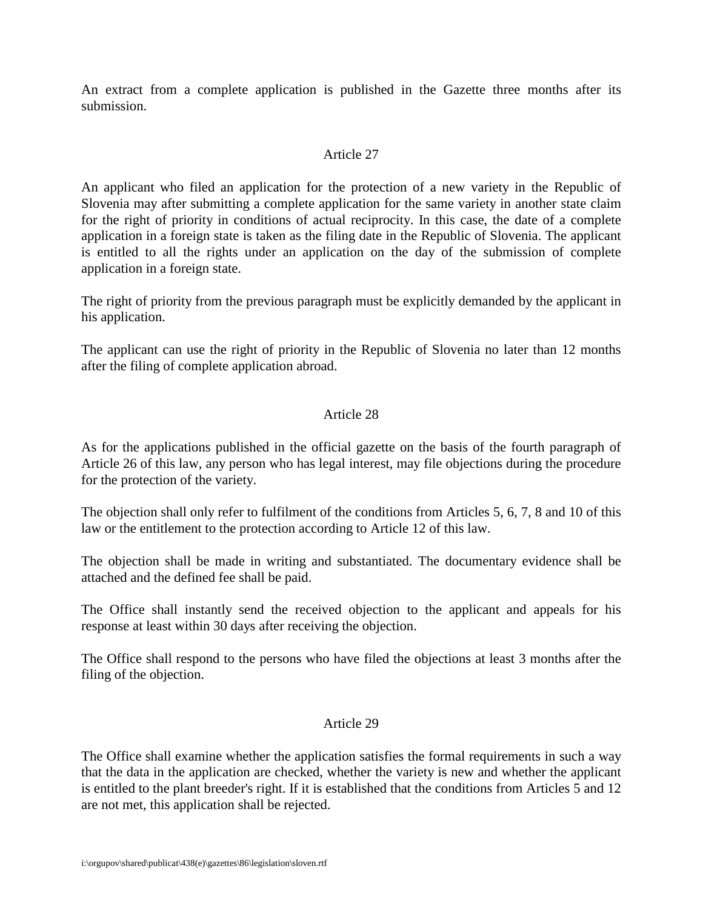An extract from a complete application is published in the Gazette three months after its submission.

### Article 27

An applicant who filed an application for the protection of a new variety in the Republic of Slovenia may after submitting a complete application for the same variety in another state claim for the right of priority in conditions of actual reciprocity. In this case, the date of a complete application in a foreign state is taken as the filing date in the Republic of Slovenia. The applicant is entitled to all the rights under an application on the day of the submission of complete application in a foreign state.

The right of priority from the previous paragraph must be explicitly demanded by the applicant in his application.

The applicant can use the right of priority in the Republic of Slovenia no later than 12 months after the filing of complete application abroad.

### Article 28

As for the applications published in the official gazette on the basis of the fourth paragraph of Article 26 of this law, any person who has legal interest, may file objections during the procedure for the protection of the variety.

The objection shall only refer to fulfilment of the conditions from Articles 5, 6, 7, 8 and 10 of this law or the entitlement to the protection according to Article 12 of this law.

The objection shall be made in writing and substantiated. The documentary evidence shall be attached and the defined fee shall be paid.

The Office shall instantly send the received objection to the applicant and appeals for his response at least within 30 days after receiving the objection.

The Office shall respond to the persons who have filed the objections at least 3 months after the filing of the objection.

### Article 29

The Office shall examine whether the application satisfies the formal requirements in such a way that the data in the application are checked, whether the variety is new and whether the applicant is entitled to the plant breeder's right. If it is established that the conditions from Articles 5 and 12 are not met, this application shall be rejected.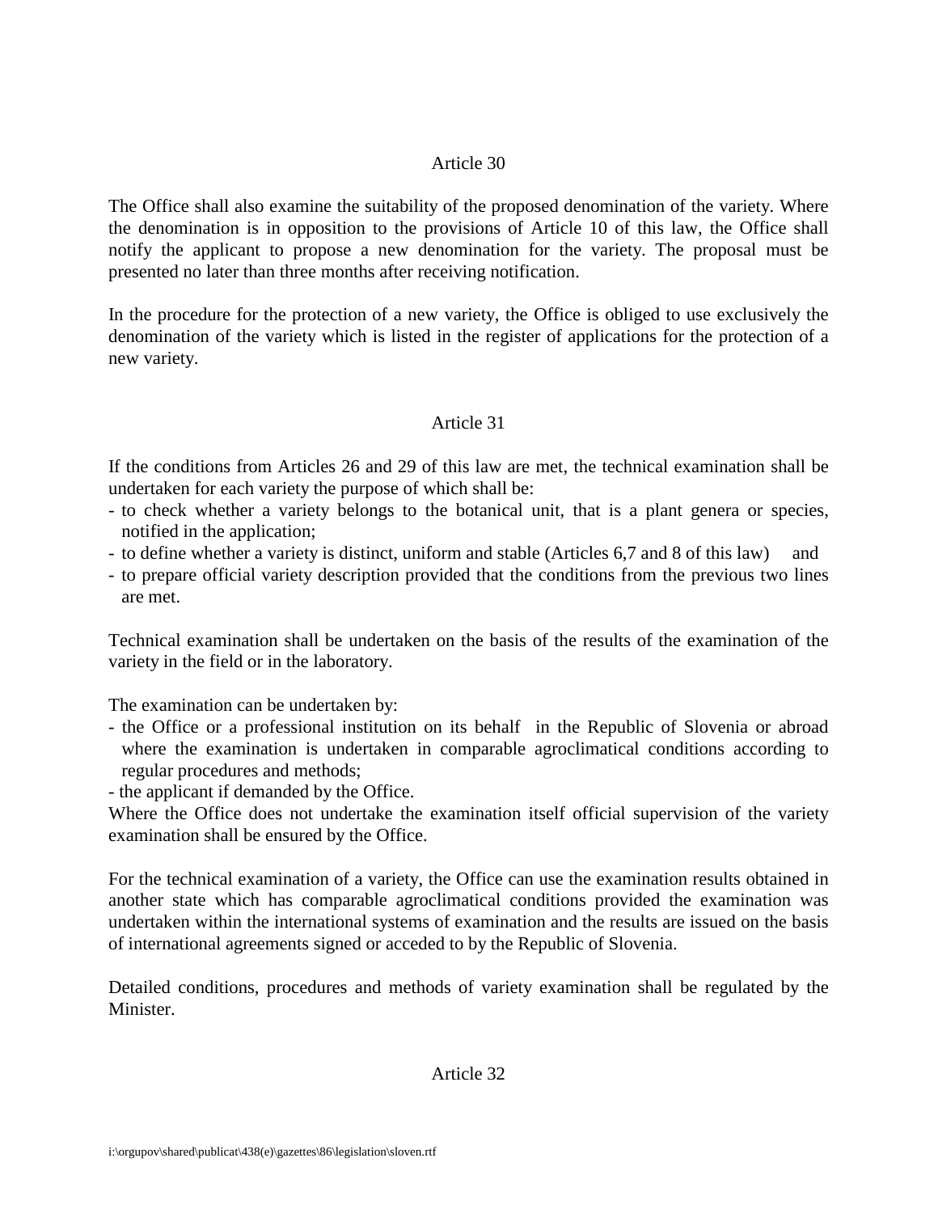## Article 30

The Office shall also examine the suitability of the proposed denomination of the variety. Where the denomination is in opposition to the provisions of Article 10 of this law, the Office shall notify the applicant to propose a new denomination for the variety. The proposal must be presented no later than three months after receiving notification.

In the procedure for the protection of a new variety, the Office is obliged to use exclusively the denomination of the variety which is listed in the register of applications for the protection of a new variety.

## Article 31

If the conditions from Articles 26 and 29 of this law are met, the technical examination shall be undertaken for each variety the purpose of which shall be:

- to check whether a variety belongs to the botanical unit, that is a plant genera or species, notified in the application;
- to define whether a variety is distinct, uniform and stable (Articles 6,7 and 8 of this law) and
- to prepare official variety description provided that the conditions from the previous two lines are met.

Technical examination shall be undertaken on the basis of the results of the examination of the variety in the field or in the laboratory.

The examination can be undertaken by:

- the Office or a professional institution on its behalf in the Republic of Slovenia or abroad where the examination is undertaken in comparable agroclimatical conditions according to regular procedures and methods;
- the applicant if demanded by the Office.

Where the Office does not undertake the examination itself official supervision of the variety examination shall be ensured by the Office.

For the technical examination of a variety, the Office can use the examination results obtained in another state which has comparable agroclimatical conditions provided the examination was undertaken within the international systems of examination and the results are issued on the basis of international agreements signed or acceded to by the Republic of Slovenia.

Detailed conditions, procedures and methods of variety examination shall be regulated by the Minister.

## Article 32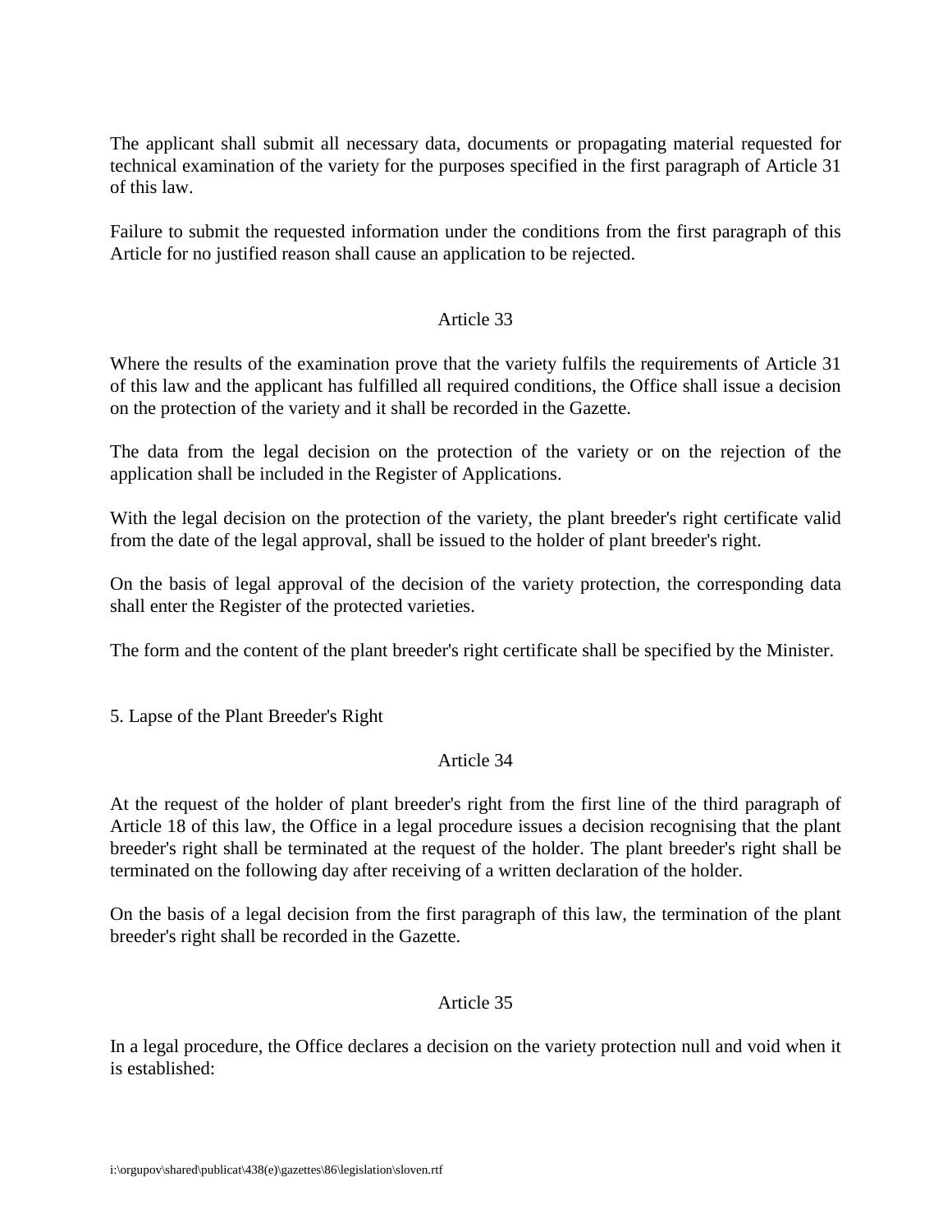The applicant shall submit all necessary data, documents or propagating material requested for technical examination of the variety for the purposes specified in the first paragraph of Article 31 of this law.

Failure to submit the requested information under the conditions from the first paragraph of this Article for no justified reason shall cause an application to be rejected.

Article 33

Where the results of the examination prove that the variety fulfils the requirements of Article 31 of this law and the applicant has fulfilled all required conditions, the Office shall issue a decision on the protection of the variety and it shall be recorded in the Gazette.

The data from the legal decision on the protection of the variety or on the rejection of the application shall be included in the Register of Applications.

With the legal decision on the protection of the variety, the plant breeder's right certificate valid from the date of the legal approval, shall be issued to the holder of plant breeder's right.

On the basis of legal approval of the decision of the variety protection, the corresponding data shall enter the Register of the protected varieties.

The form and the content of the plant breeder's right certificate shall be specified by the Minister.

5. Lapse of the Plant Breeder's Right

Article 34

At the request of the holder of plant breeder's right from the first line of the third paragraph of Article 18 of this law, the Office in a legal procedure issues a decision recognising that the plant breeder's right shall be terminated at the request of the holder. The plant breeder's right shall be terminated on the following day after receiving of a written declaration of the holder.

On the basis of a legal decision from the first paragraph of this law, the termination of the plant breeder's right shall be recorded in the Gazette.

Article 35

In a legal procedure, the Office declares a decision on the variety protection null and void when it is established: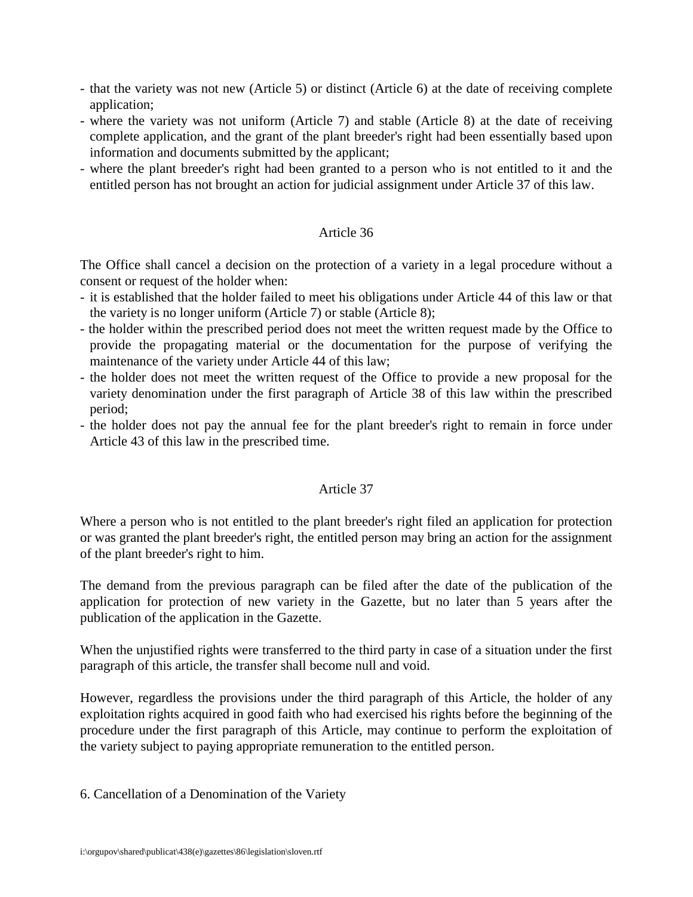- that the variety was not new (Article 5) or distinct (Article 6) at the date of receiving complete application;
- where the variety was not uniform (Article 7) and stable (Article 8) at the date of receiving complete application, and the grant of the plant breeder's right had been essentially based upon information and documents submitted by the applicant;
- where the plant breeder's right had been granted to a person who is not entitled to it and the entitled person has not brought an action for judicial assignment under Article 37 of this law.

Article 36

The Office shall cancel a decision on the protection of a variety in a legal procedure without a consent or request of the holder when:

- it is established that the holder failed to meet his obligations under Article 44 of this law or that the variety is no longer uniform (Article 7) or stable (Article 8);
- the holder within the prescribed period does not meet the written request made by the Office to provide the propagating material or the documentation for the purpose of verifying the maintenance of the variety under Article 44 of this law;
- the holder does not meet the written request of the Office to provide a new proposal for the variety denomination under the first paragraph of Article 38 of this law within the prescribed period;
- the holder does not pay the annual fee for the plant breeder's right to remain in force under Article 43 of this law in the prescribed time.

Article 37

Where a person who is not entitled to the plant breeder's right filed an application for protection or was granted the plant breeder's right, the entitled person may bring an action for the assignment of the plant breeder's right to him.

The demand from the previous paragraph can be filed after the date of the publication of the application for protection of new variety in the Gazette, but no later than 5 years after the publication of the application in the Gazette.

When the unjustified rights were transferred to the third party in case of a situation under the first paragraph of this article, the transfer shall become null and void.

However, regardless the provisions under the third paragraph of this Article, the holder of any exploitation rights acquired in good faith who had exercised his rights before the beginning of the procedure under the first paragraph of this Article, may continue to perform the exploitation of the variety subject to paying appropriate remuneration to the entitled person.

6. Cancellation of a Denomination of the Variety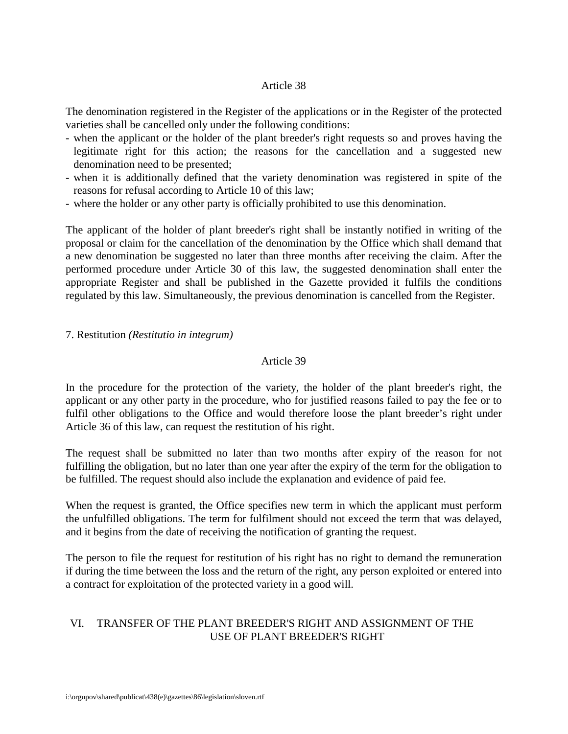### Article 38

The denomination registered in the Register of the applications or in the Register of the protected varieties shall be cancelled only under the following conditions:

- when the applicant or the holder of the plant breeder's right requests so and proves having the legitimate right for this action; the reasons for the cancellation and a suggested new denomination need to be presented;
- when it is additionally defined that the variety denomination was registered in spite of the reasons for refusal according to Article 10 of this law;
- where the holder or any other party is officially prohibited to use this denomination.

The applicant of the holder of plant breeder's right shall be instantly notified in writing of the proposal or claim for the cancellation of the denomination by the Office which shall demand that a new denomination be suggested no later than three months after receiving the claim. After the performed procedure under Article 30 of this law, the suggested denomination shall enter the appropriate Register and shall be published in the Gazette provided it fulfils the conditions regulated by this law. Simultaneously, the previous denomination is cancelled from the Register.

## 7. Restitution *(Restitutio in integrum)*

### Article 39

In the procedure for the protection of the variety, the holder of the plant breeder's right, the applicant or any other party in the procedure, who for justified reasons failed to pay the fee or to fulfil other obligations to the Office and would therefore loose the plant breeder’s right under Article 36 of this law, can request the restitution of his right.

The request shall be submitted no later than two months after expiry of the reason for not fulfilling the obligation, but no later than one year after the expiry of the term for the obligation to be fulfilled. The request should also include the explanation and evidence of paid fee.

When the request is granted, the Office specifies new term in which the applicant must perform the unfulfilled obligations. The term for fulfilment should not exceed the term that was delayed, and it begins from the date of receiving the notification of granting the request.

The person to file the request for restitution of his right has no right to demand the remuneration if during the time between the loss and the return of the right, any person exploited or entered into a contract for exploitation of the protected variety in a good will.

# VI. TRANSFER OF THE PLANT BREEDER'S RIGHT AND ASSIGNMENT OF THE USE OF PLANT BREEDER'S RIGHT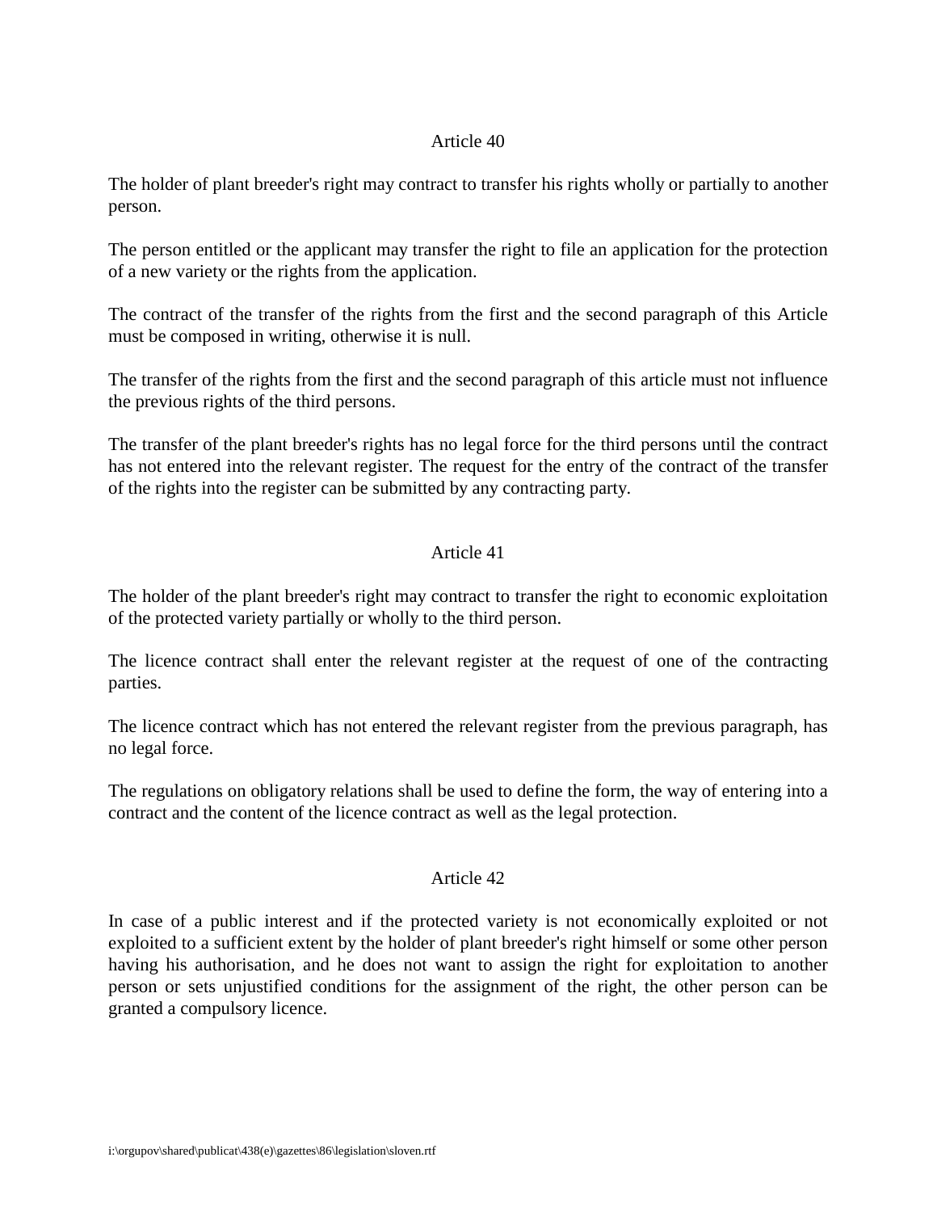## Article 40

The holder of plant breeder's right may contract to transfer his rights wholly or partially to another person.

The person entitled or the applicant may transfer the right to file an application for the protection of a new variety or the rights from the application.

The contract of the transfer of the rights from the first and the second paragraph of this Article must be composed in writing, otherwise it is null.

The transfer of the rights from the first and the second paragraph of this article must not influence the previous rights of the third persons.

The transfer of the plant breeder's rights has no legal force for the third persons until the contract has not entered into the relevant register. The request for the entry of the contract of the transfer of the rights into the register can be submitted by any contracting party.

## Article 41

The holder of the plant breeder's right may contract to transfer the right to economic exploitation of the protected variety partially or wholly to the third person.

The licence contract shall enter the relevant register at the request of one of the contracting parties.

The licence contract which has not entered the relevant register from the previous paragraph, has no legal force.

The regulations on obligatory relations shall be used to define the form, the way of entering into a contract and the content of the licence contract as well as the legal protection.

## Article 42

In case of a public interest and if the protected variety is not economically exploited or not exploited to a sufficient extent by the holder of plant breeder's right himself or some other person having his authorisation, and he does not want to assign the right for exploitation to another person or sets unjustified conditions for the assignment of the right, the other person can be granted a compulsory licence.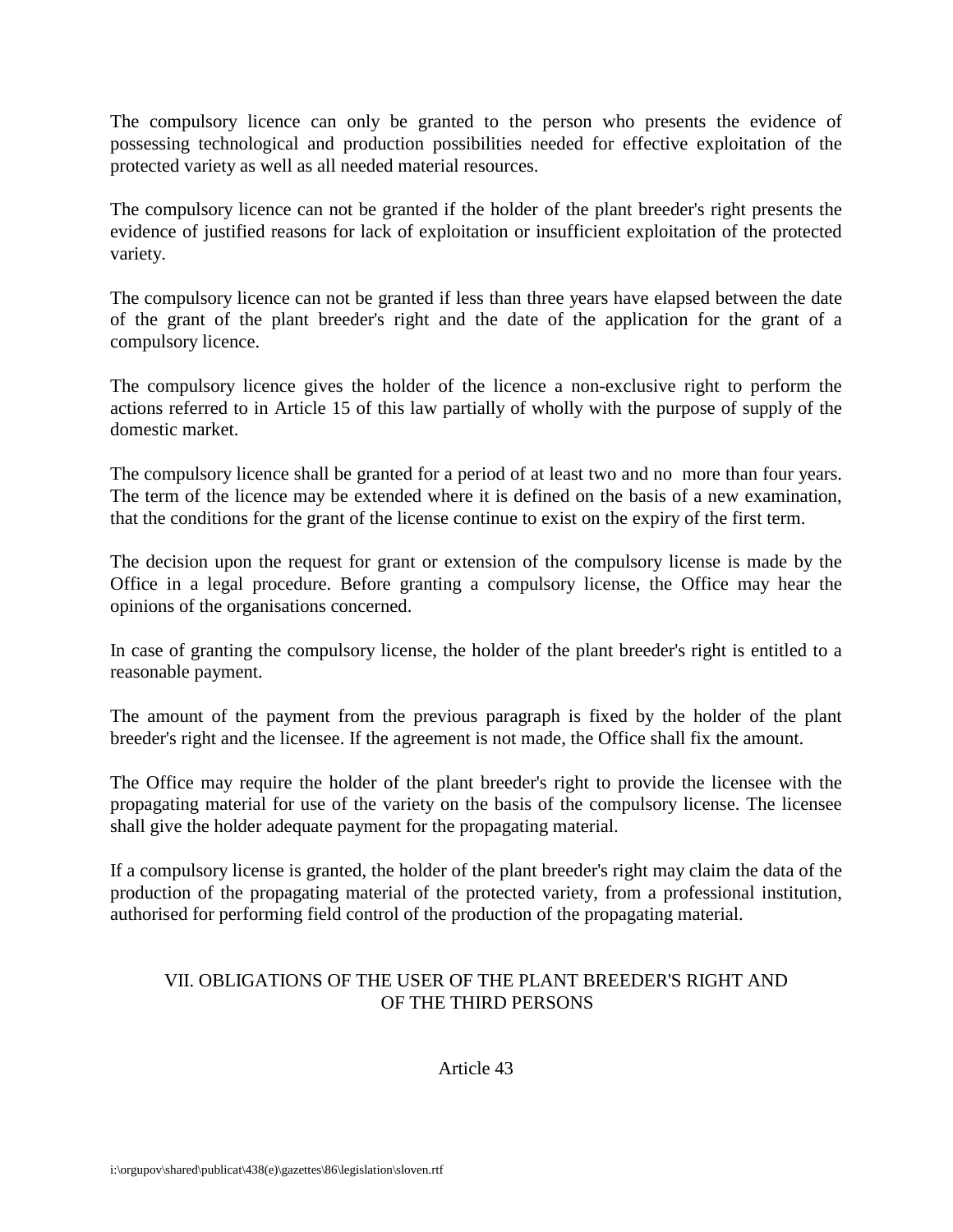The compulsory licence can only be granted to the person who presents the evidence of possessing technological and production possibilities needed for effective exploitation of the protected variety as well as all needed material resources.

The compulsory licence can not be granted if the holder of the plant breeder's right presents the evidence of justified reasons for lack of exploitation or insufficient exploitation of the protected variety.

The compulsory licence can not be granted if less than three years have elapsed between the date of the grant of the plant breeder's right and the date of the application for the grant of a compulsory licence.

The compulsory licence gives the holder of the licence a non-exclusive right to perform the actions referred to in Article 15 of this law partially of wholly with the purpose of supply of the domestic market.

The compulsory licence shall be granted for a period of at least two and no more than four years. The term of the licence may be extended where it is defined on the basis of a new examination, that the conditions for the grant of the license continue to exist on the expiry of the first term.

The decision upon the request for grant or extension of the compulsory license is made by the Office in a legal procedure. Before granting a compulsory license, the Office may hear the opinions of the organisations concerned.

In case of granting the compulsory license, the holder of the plant breeder's right is entitled to a reasonable payment.

The amount of the payment from the previous paragraph is fixed by the holder of the plant breeder's right and the licensee. If the agreement is not made, the Office shall fix the amount.

The Office may require the holder of the plant breeder's right to provide the licensee with the propagating material for use of the variety on the basis of the compulsory license. The licensee shall give the holder adequate payment for the propagating material.

If a compulsory license is granted, the holder of the plant breeder's right may claim the data of the production of the propagating material of the protected variety, from a professional institution, authorised for performing field control of the production of the propagating material.

## VII. OBLIGATIONS OF THE USER OF THE PLANT BREEDER'S RIGHT AND OF THE THIRD PERSONS

### Article 43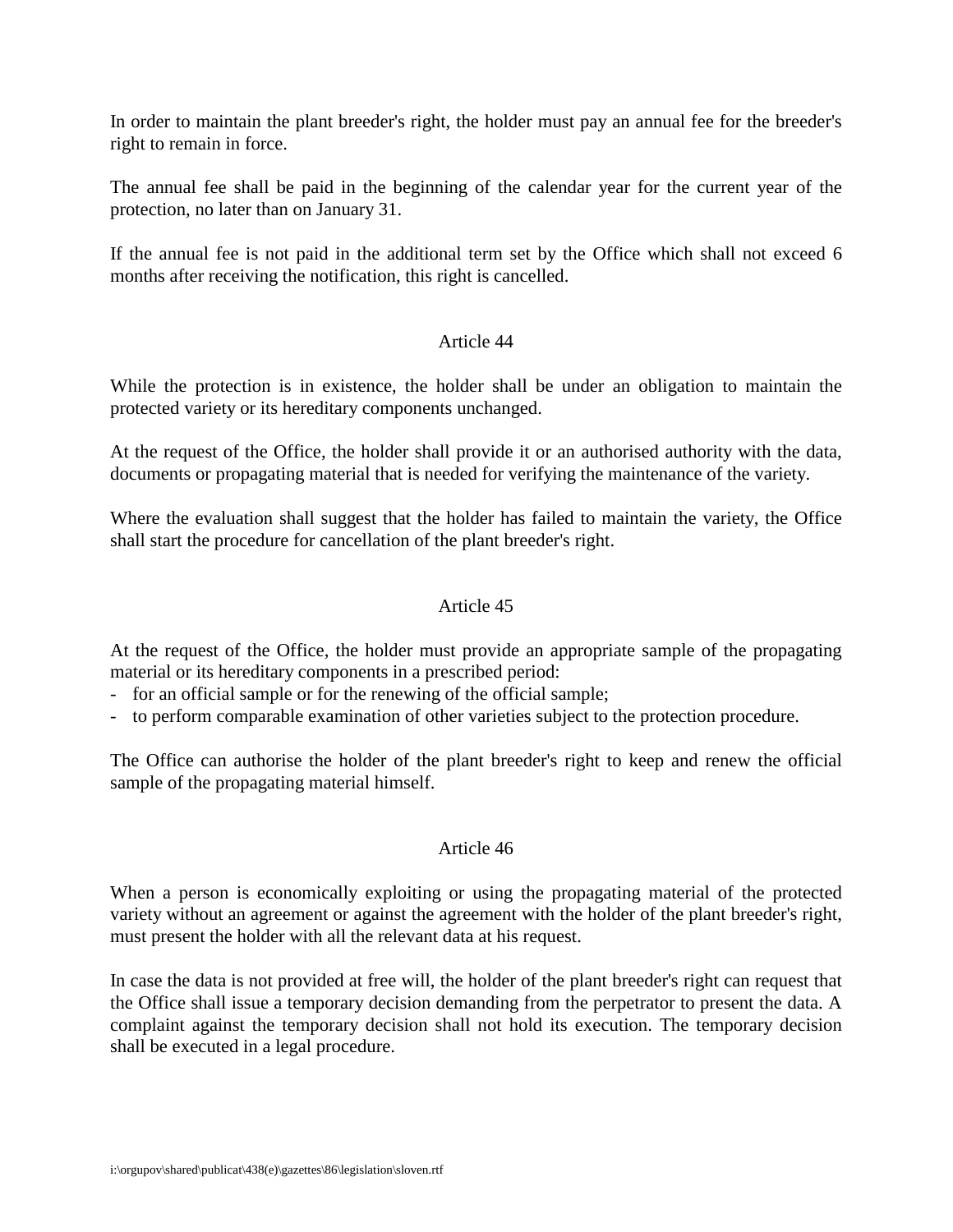In order to maintain the plant breeder's right, the holder must pay an annual fee for the breeder's right to remain in force.

The annual fee shall be paid in the beginning of the calendar year for the current year of the protection, no later than on January 31.

If the annual fee is not paid in the additional term set by the Office which shall not exceed 6 months after receiving the notification, this right is cancelled.

## Article 44

While the protection is in existence, the holder shall be under an obligation to maintain the protected variety or its hereditary components unchanged.

At the request of the Office, the holder shall provide it or an authorised authority with the data, documents or propagating material that is needed for verifying the maintenance of the variety.

Where the evaluation shall suggest that the holder has failed to maintain the variety, the Office shall start the procedure for cancellation of the plant breeder's right.

## Article 45

At the request of the Office, the holder must provide an appropriate sample of the propagating material or its hereditary components in a prescribed period:

- for an official sample or for the renewing of the official sample;
- to perform comparable examination of other varieties subject to the protection procedure.

The Office can authorise the holder of the plant breeder's right to keep and renew the official sample of the propagating material himself.

## Article 46

When a person is economically exploiting or using the propagating material of the protected variety without an agreement or against the agreement with the holder of the plant breeder's right, must present the holder with all the relevant data at his request.

In case the data is not provided at free will, the holder of the plant breeder's right can request that the Office shall issue a temporary decision demanding from the perpetrator to present the data. A complaint against the temporary decision shall not hold its execution. The temporary decision shall be executed in a legal procedure.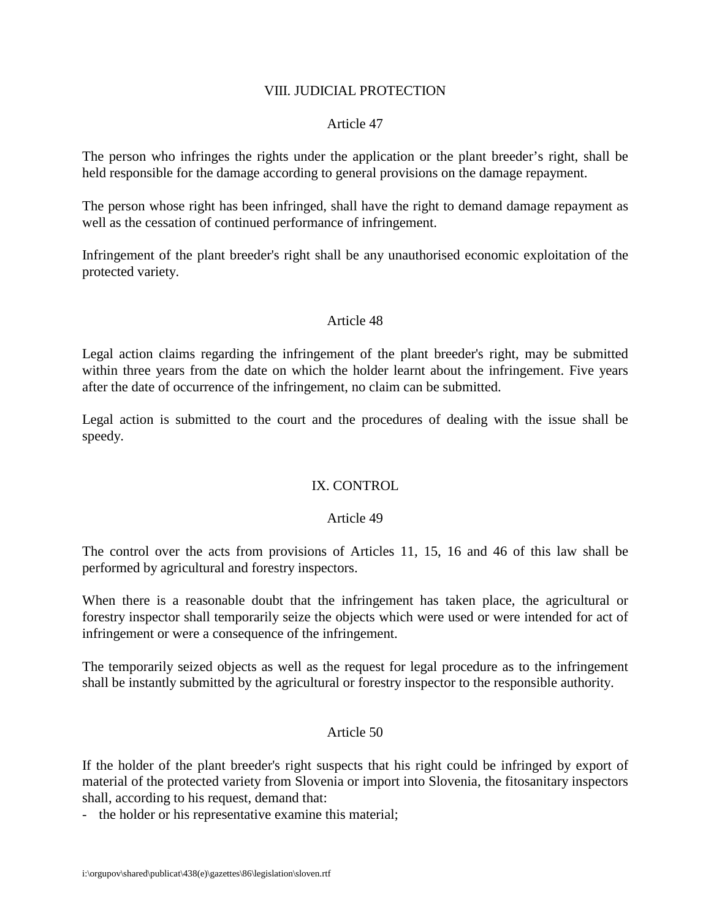## VIII. JUDICIAL PROTECTION

### Article 47

The person who infringes the rights under the application or the plant breeder’s right, shall be held responsible for the damage according to general provisions on the damage repayment.

The person whose right has been infringed, shall have the right to demand damage repayment as well as the cessation of continued performance of infringement.

Infringement of the plant breeder's right shall be any unauthorised economic exploitation of the protected variety.

### Article 48

Legal action claims regarding the infringement of the plant breeder's right, may be submitted within three years from the date on which the holder learnt about the infringement. Five years after the date of occurrence of the infringement, no claim can be submitted.

Legal action is submitted to the court and the procedures of dealing with the issue shall be speedy.

## IX. CONTROL

### Article 49

The control over the acts from provisions of Articles 11, 15, 16 and 46 of this law shall be performed by agricultural and forestry inspectors.

When there is a reasonable doubt that the infringement has taken place, the agricultural or forestry inspector shall temporarily seize the objects which were used or were intended for act of infringement or were a consequence of the infringement.

The temporarily seized objects as well as the request for legal procedure as to the infringement shall be instantly submitted by the agricultural or forestry inspector to the responsible authority.

### Article 50

If the holder of the plant breeder's right suspects that his right could be infringed by export of material of the protected variety from Slovenia or import into Slovenia, the fitosanitary inspectors shall, according to his request, demand that:

- the holder or his representative examine this material;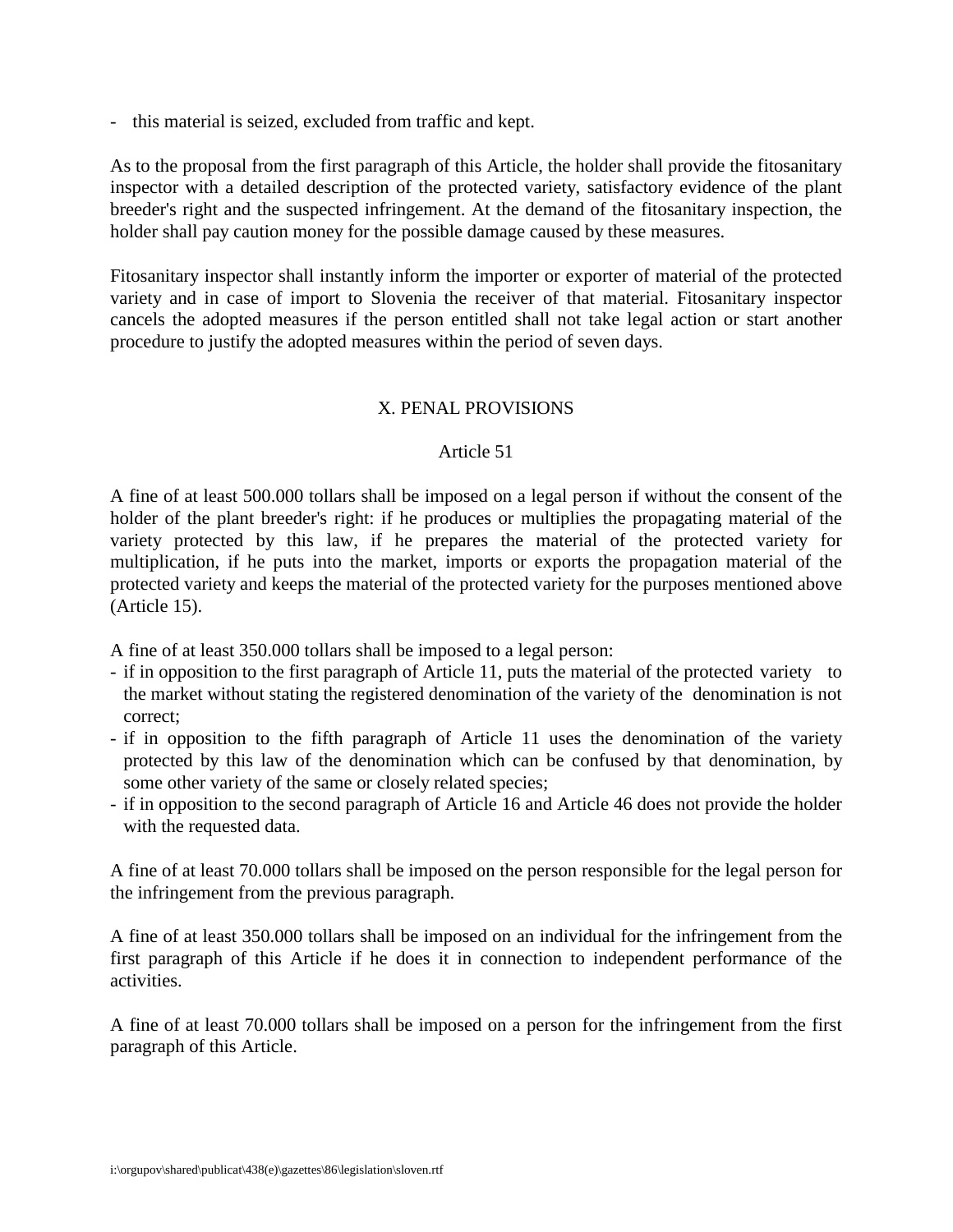- this material is seized, excluded from traffic and kept.

As to the proposal from the first paragraph of this Article, the holder shall provide the fitosanitary inspector with a detailed description of the protected variety, satisfactory evidence of the plant breeder's right and the suspected infringement. At the demand of the fitosanitary inspection, the holder shall pay caution money for the possible damage caused by these measures.

Fitosanitary inspector shall instantly inform the importer or exporter of material of the protected variety and in case of import to Slovenia the receiver of that material. Fitosanitary inspector cancels the adopted measures if the person entitled shall not take legal action or start another procedure to justify the adopted measures within the period of seven days.

## X. PENAL PROVISIONS

### Article 51

A fine of at least 500.000 tollars shall be imposed on a legal person if without the consent of the holder of the plant breeder's right: if he produces or multiplies the propagating material of the variety protected by this law, if he prepares the material of the protected variety for multiplication, if he puts into the market, imports or exports the propagation material of the protected variety and keeps the material of the protected variety for the purposes mentioned above (Article 15).

A fine of at least 350.000 tollars shall be imposed to a legal person:

- if in opposition to the first paragraph of Article 11, puts the material of the protected variety to the market without stating the registered denomination of the variety of the denomination is not correct;
- if in opposition to the fifth paragraph of Article 11 uses the denomination of the variety protected by this law of the denomination which can be confused by that denomination, by some other variety of the same or closely related species;
- if in opposition to the second paragraph of Article 16 and Article 46 does not provide the holder with the requested data.

A fine of at least 70.000 tollars shall be imposed on the person responsible for the legal person for the infringement from the previous paragraph.

A fine of at least 350.000 tollars shall be imposed on an individual for the infringement from the first paragraph of this Article if he does it in connection to independent performance of the activities.

A fine of at least 70.000 tollars shall be imposed on a person for the infringement from the first paragraph of this Article.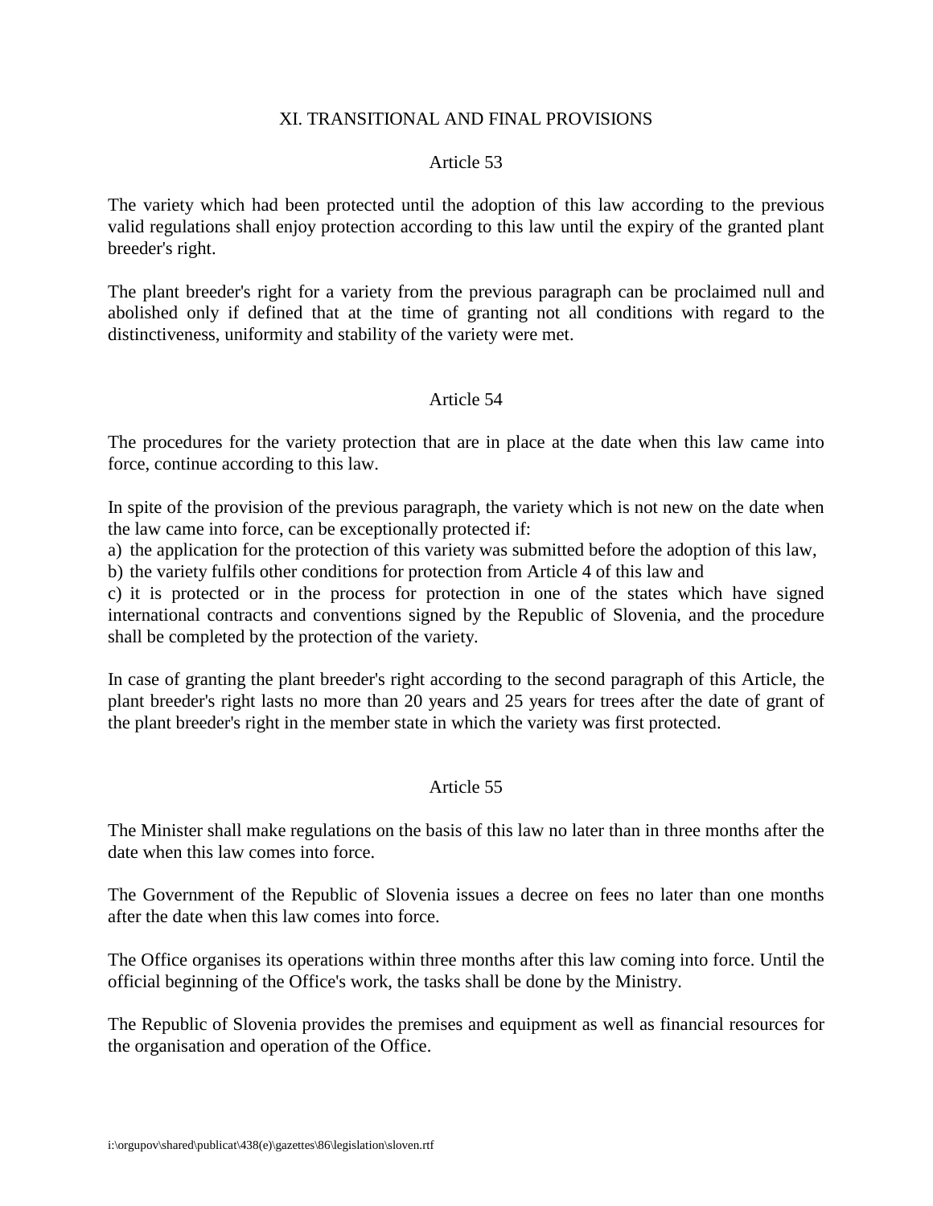## XI. TRANSITIONAL AND FINAL PROVISIONS

### Article 53

The variety which had been protected until the adoption of this law according to the previous valid regulations shall enjoy protection according to this law until the expiry of the granted plant breeder's right.

The plant breeder's right for a variety from the previous paragraph can be proclaimed null and abolished only if defined that at the time of granting not all conditions with regard to the distinctiveness, uniformity and stability of the variety were met.

### Article 54

The procedures for the variety protection that are in place at the date when this law came into force, continue according to this law.

In spite of the provision of the previous paragraph, the variety which is not new on the date when the law came into force, can be exceptionally protected if:

a) the application for the protection of this variety was submitted before the adoption of this law,
b) the variety fulfils other conditions for protection from Article 4 of this law and
c) it is protected or in the process for protection in one of the states which have signed international contracts and conventions signed by the Republic of Slovenia, and the procedure shall be completed by the protection of the variety.

In case of granting the plant breeder's right according to the second paragraph of this Article, the plant breeder's right lasts no more than 20 years and 25 years for trees after the date of grant of the plant breeder's right in the member state in which the variety was first protected.

### Article 55

The Minister shall make regulations on the basis of this law no later than in three months after the date when this law comes into force.

The Government of the Republic of Slovenia issues a decree on fees no later than one months after the date when this law comes into force.

The Office organises its operations within three months after this law coming into force. Until the official beginning of the Office's work, the tasks shall be done by the Ministry.

The Republic of Slovenia provides the premises and equipment as well as financial resources for the organisation and operation of the Office.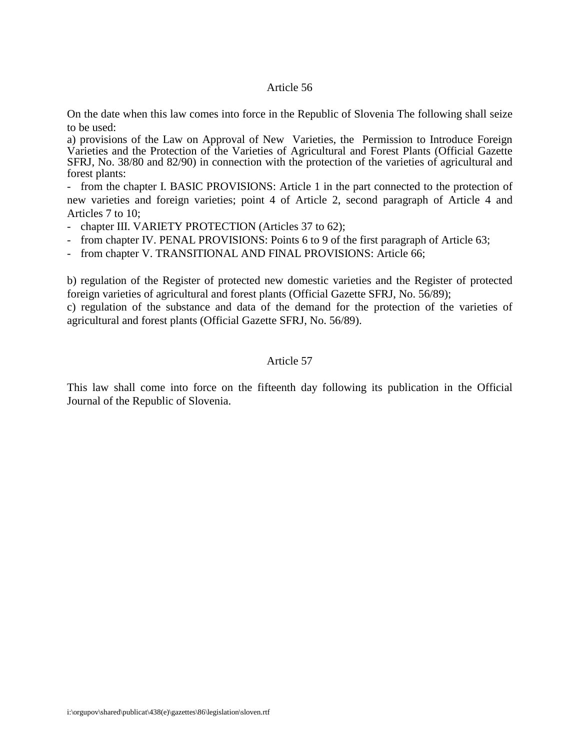## Article 56

On the date when this law comes into force in the Republic of Slovenia The following shall seize to be used:

a) provisions of the Law on Approval of New Varieties, the Permission to Introduce Foreign Varieties and the Protection of the Varieties of Agricultural and Forest Plants (Official Gazette SFRJ, No. 38/80 and 82/90) in connection with the protection of the varieties of agricultural and forest plants:

- from the chapter I. BASIC PROVISIONS: Article 1 in the part connected to the protection of new varieties and foreign varieties; point 4 of Article 2, second paragraph of Article 4 and Articles 7 to 10;
- chapter III. VARIETY PROTECTION (Articles 37 to 62);
- from chapter IV. PENAL PROVISIONS: Points 6 to 9 of the first paragraph of Article 63;
- from chapter V. TRANSITIONAL AND FINAL PROVISIONS: Article 66;

b) regulation of the Register of protected new domestic varieties and the Register of protected foreign varieties of agricultural and forest plants (Official Gazette SFRJ, No. 56/89);

c) regulation of the substance and data of the demand for the protection of the varieties of agricultural and forest plants (Official Gazette SFRJ, No. 56/89).

## Article 57

This law shall come into force on the fifteenth day following its publication in the Official Journal of the Republic of Slovenia.